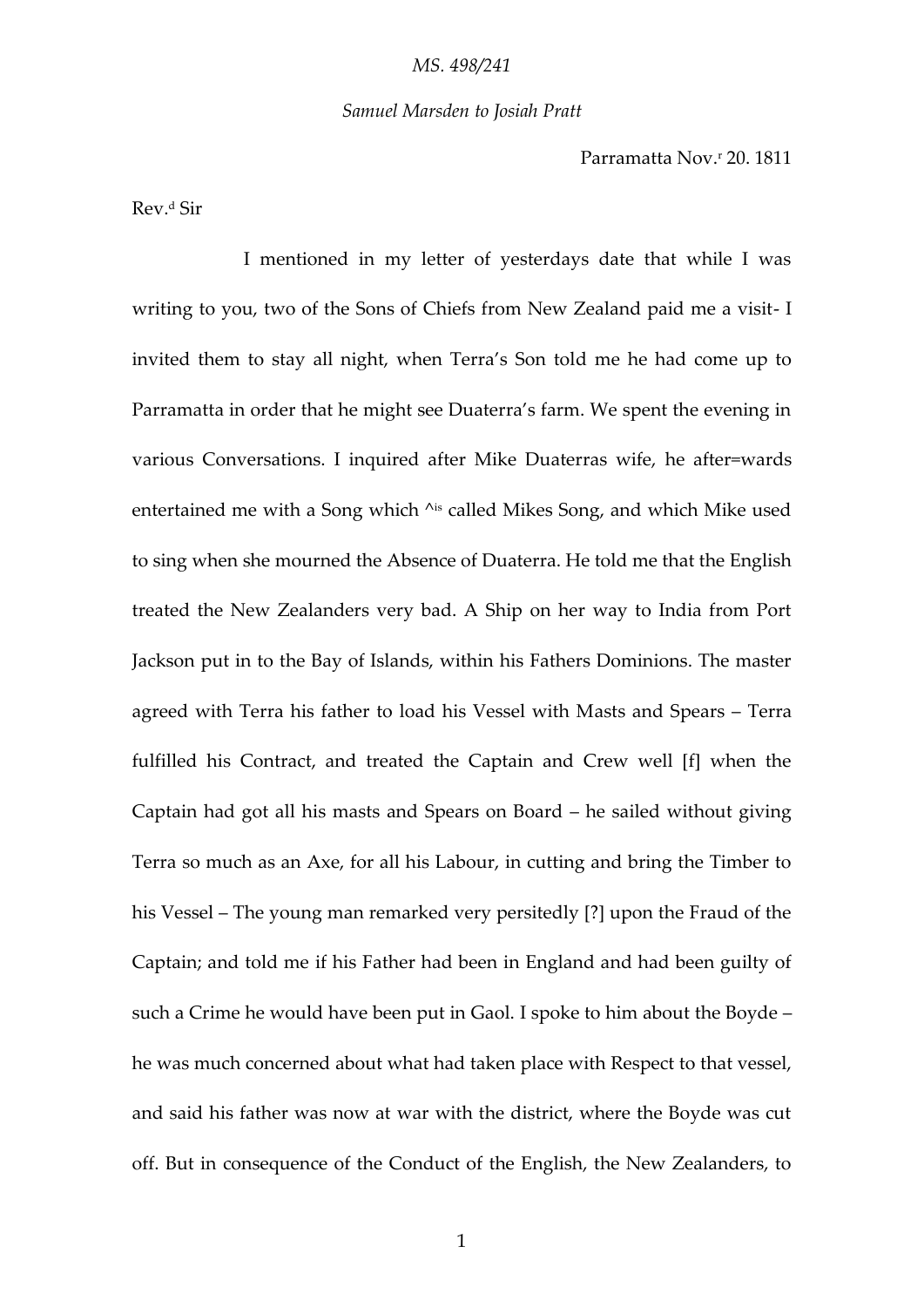*MS. 498/241*

*Samuel Marsden to Josiah Pratt*

Parramatta Nov.r 20. 1811

Rev.d Sir

I mentioned in my letter of yesterdays date that while I was writing to you, two of the Sons of Chiefs from New Zealand paid me a visit- I invited them to stay all night, when Terra's Son told me he had come up to Parramatta in order that he might see Duaterra's farm. We spent the evening in various Conversations. I inquired after Mike Duaterras wife, he after=wards entertained me with a Song which ^is called Mikes Song, and which Mike used to sing when she mourned the Absence of Duaterra. He told me that the English treated the New Zealanders very bad. A Ship on her way to India from Port Jackson put in to the Bay of Islands, within his Fathers Dominions. The master agreed with Terra his father to load his Vessel with Masts and Spears – Terra fulfilled his Contract, and treated the Captain and Crew well [f] when the Captain had got all his masts and Spears on Board – he sailed without giving Terra so much as an Axe, for all his Labour, in cutting and bring the Timber to his Vessel – The young man remarked very persitedly [?] upon the Fraud of the Captain; and told me if his Father had been in England and had been guilty of such a Crime he would have been put in Gaol. I spoke to him about the Boyde – he was much concerned about what had taken place with Respect to that vessel, and said his father was now at war with the district, where the Boyde was cut off. But in consequence of the Conduct of the English, the New Zealanders, to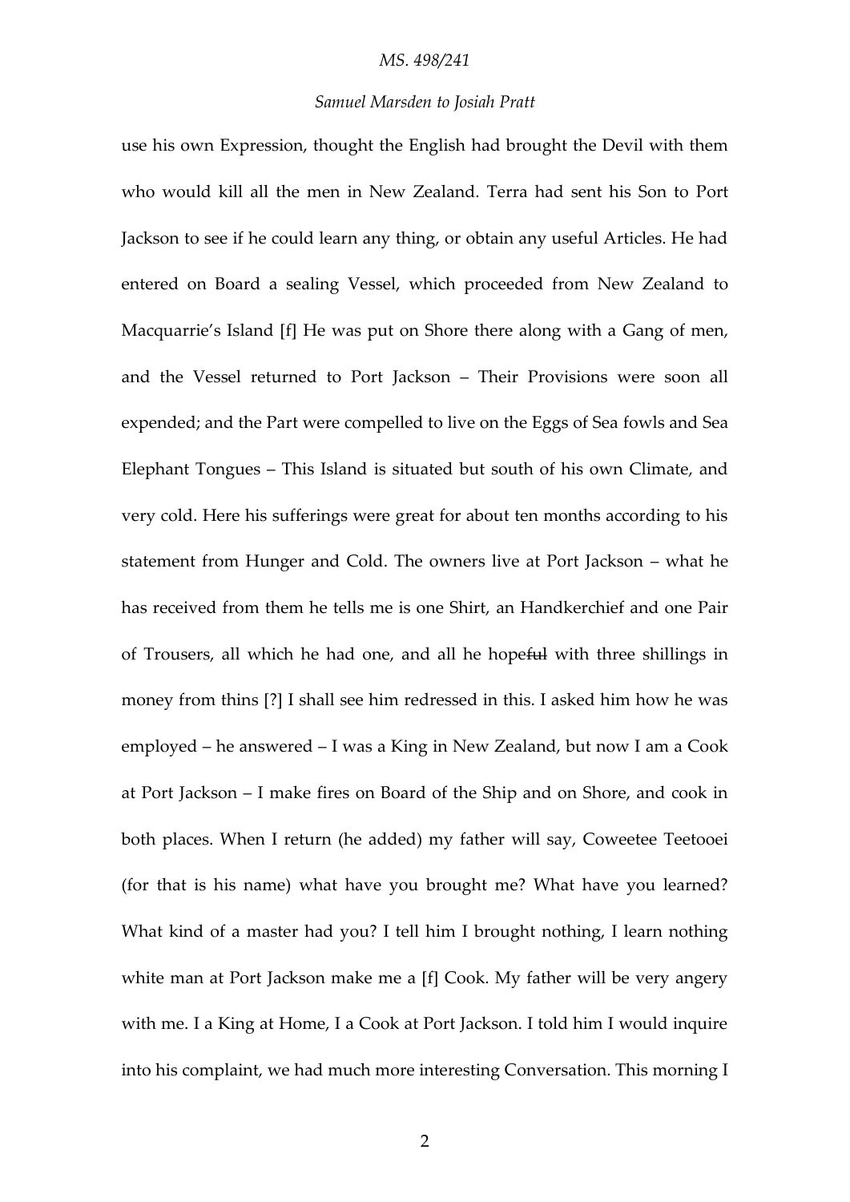use his own Expression, thought the English had brought the Devil with them who would kill all the men in New Zealand. Terra had sent his Son to Port Jackson to see if he could learn any thing, or obtain any useful Articles. He had entered on Board a sealing Vessel, which proceeded from New Zealand to Macquarrie's Island [f] He was put on Shore there along with a Gang of men, and the Vessel returned to Port Jackson – Their Provisions were soon all expended; and the Part were compelled to live on the Eggs of Sea fowls and Sea Elephant Tongues – This Island is situated but south of his own Climate, and very cold. Here his sufferings were great for about ten months according to his statement from Hunger and Cold. The owners live at Port Jackson – what he has received from them he tells me is one Shirt, an Handkerchief and one Pair of Trousers, all which he had one, and all he hope~~ful~~ with three shillings in money from thins [?] I shall see him redressed in this. I asked him how he was employed – he answered – I was a King in New Zealand, but now I am a Cook at Port Jackson – I make fires on Board of the Ship and on Shore, and cook in both places. When I return (he added) my father will say, Coweetee Teetooei (for that is his name) what have you brought me? What have you learned? What kind of a master had you? I tell him I brought nothing, I learn nothing white man at Port Jackson make me a [f] Cook. My father will be very angery with me. I a King at Home, I a Cook at Port Jackson. I told him I would inquire into his complaint, we had much more interesting Conversation. This morning I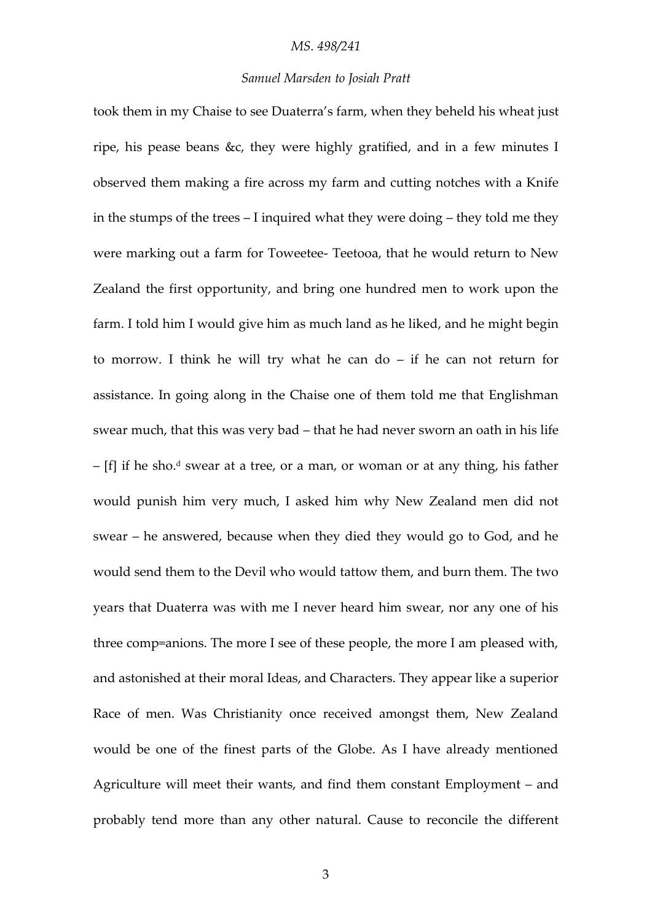took them in my Chaise to see Duaterra's farm, when they beheld his wheat just ripe, his pease beans &c, they were highly gratified, and in a few minutes I observed them making a fire across my farm and cutting notches with a Knife in the stumps of the trees – I inquired what they were doing – they told me they were marking out a farm for Toweetee- Teetooa, that he would return to New Zealand the first opportunity, and bring one hundred men to work upon the farm. I told him I would give him as much land as he liked, and he might begin to morrow. I think he will try what he can do – if he can not return for assistance. In going along in the Chaise one of them told me that Englishman swear much, that this was very bad – that he had never sworn an oath in his life – [f] if he sho.[d] swear at a tree, or a man, or woman or at any thing, his father would punish him very much, I asked him why New Zealand men did not swear – he answered, because when they died they would go to God, and he would send them to the Devil who would tattow them, and burn them. The two years that Duaterra was with me I never heard him swear, nor any one of his three comp=anions. The more I see of these people, the more I am pleased with, and astonished at their moral Ideas, and Characters. They appear like a superior Race of men. Was Christianity once received amongst them, New Zealand would be one of the finest parts of the Globe. As I have already mentioned Agriculture will meet their wants, and find them constant Employment – and probably tend more than any other natural. Cause to reconcile the different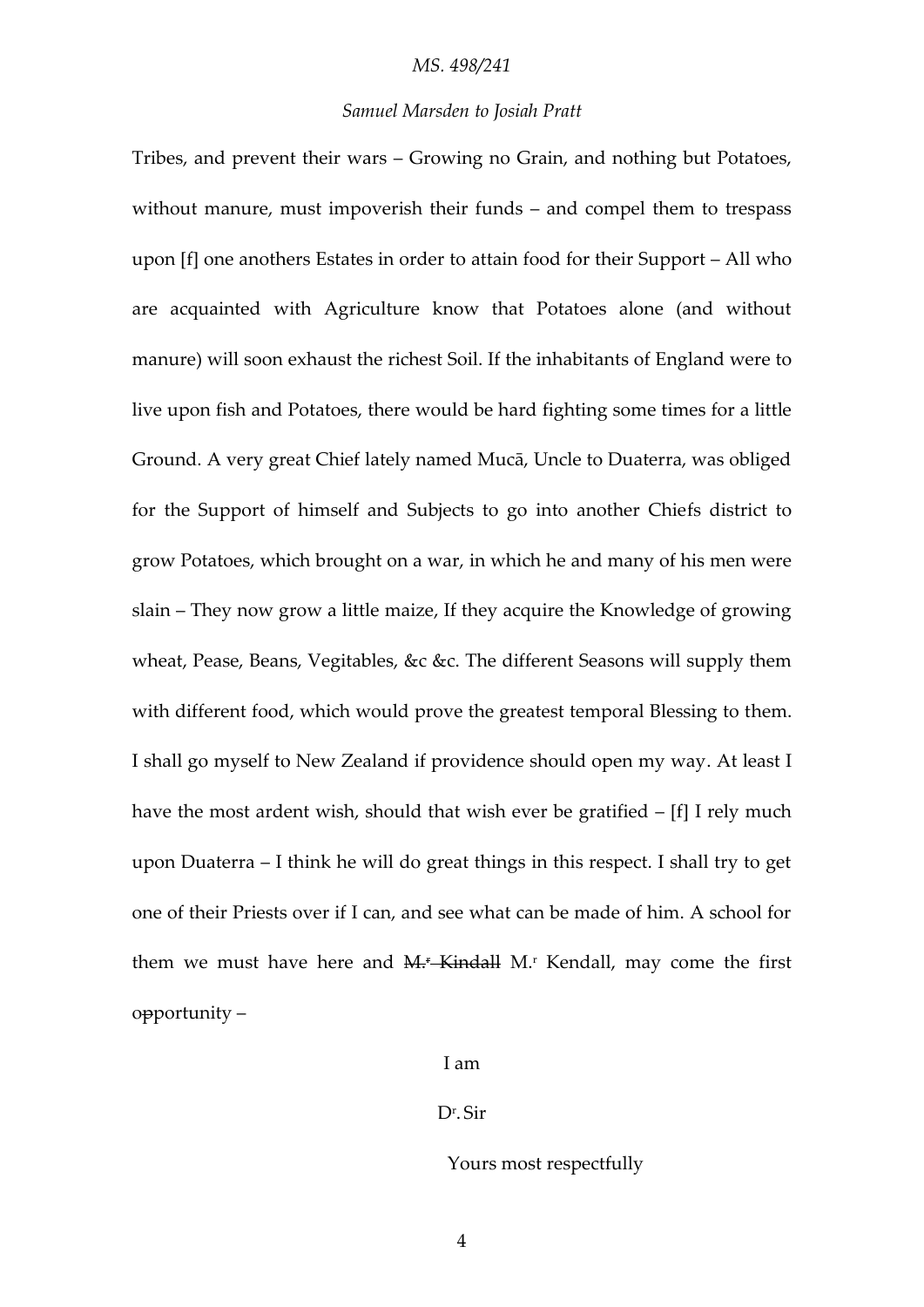Tribes, and prevent their wars – Growing no Grain, and nothing but Potatoes, without manure, must impoverish their funds – and compel them to trespass upon [f] one anothers Estates in order to attain food for their Support – All who are acquainted with Agriculture know that Potatoes alone (and without manure) will soon exhaust the richest Soil. If the inhabitants of England were to live upon fish and Potatoes, there would be hard fighting some times for a little Ground. A very great Chief lately named Mucā, Uncle to Duaterra, was obliged for the Support of himself and Subjects to go into another Chiefs district to grow Potatoes, which brought on a war, in which he and many of his men were slain – They now grow a little maize, If they acquire the Knowledge of growing wheat, Pease, Beans, Vegitables, &c &c. The different Seasons will supply them with different food, which would prove the greatest temporal Blessing to them. I shall go myself to New Zealand if providence should open my way. At least I have the most ardent wish, should that wish ever be gratified – [f] I rely much upon Duaterra – I think he will do great things in this respect. I shall try to get one of their Priests over if I can, and see what can be made of him. A school for them we must have here and ~~M.r Kindall~~ M.r Kendall, may come the first o~~p~~pportunity –

I am

Dr. Sir

Yours most respectfully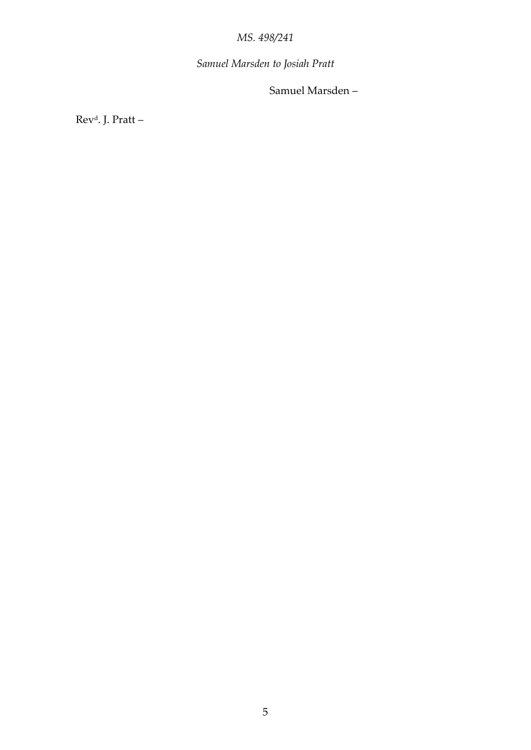*MS. 498/241*

*Samuel Marsden to Josiah Pratt*

Samuel Marsden –

Rev[d]. J. Pratt –